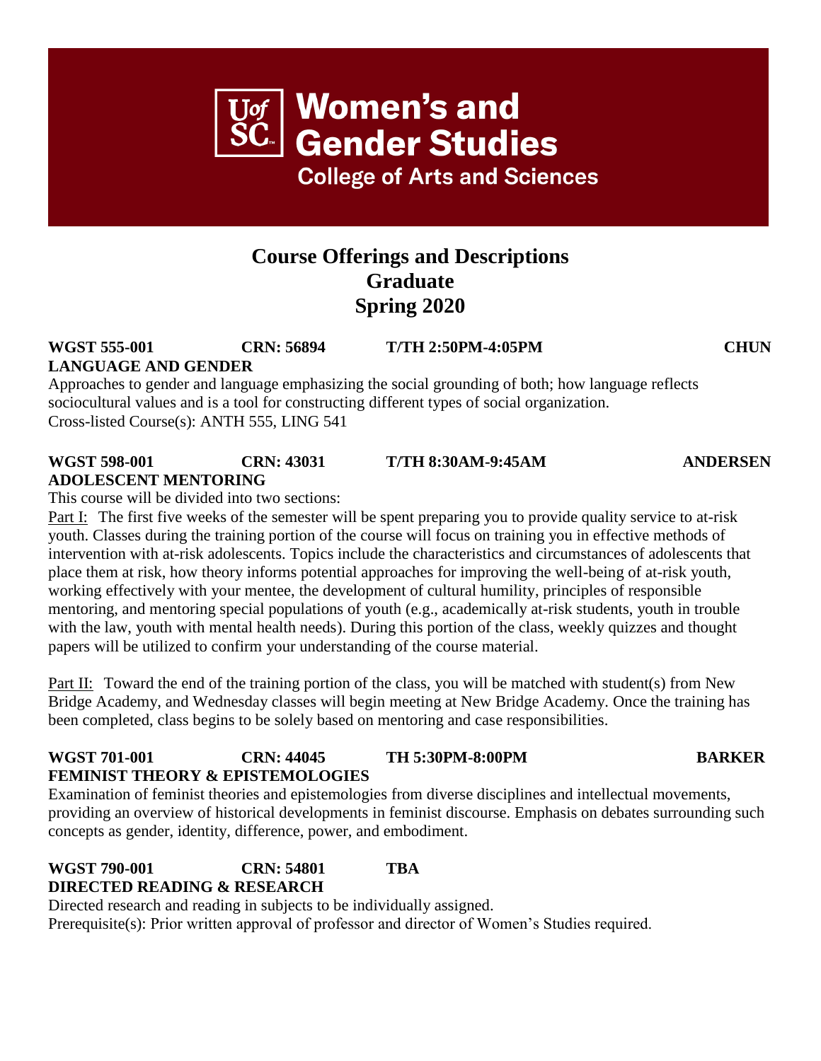# Women's and Gender Studies

**College of Arts and Sciences**

## Course Offerings and Descriptions
## Graduate
## Spring 2020

**WGST 555-001 CRN: 56894 T/TH 2:50PM-4:05PM CHUN**
**LANGUAGE AND GENDER**

Approaches to gender and language emphasizing the social grounding of both; how language reflects sociocultural values and is a tool for constructing different types of social organization.
Cross-listed Course(s): ANTH 555, LING 541

**WGST 598-001 CRN: 43031 T/TH 8:30AM-9:45AM ANDERSEN**
**ADOLESCENT MENTORING**

This course will be divided into two sections:

Part I: The first five weeks of the semester will be spent preparing you to provide quality service to at-risk youth. Classes during the training portion of the course will focus on training you in effective methods of intervention with at-risk adolescents. Topics include the characteristics and circumstances of adolescents that place them at risk, how theory informs potential approaches for improving the well-being of at-risk youth, working effectively with your mentee, the development of cultural humility, principles of responsible mentoring, and mentoring special populations of youth (e.g., academically at-risk students, youth in trouble with the law, youth with mental health needs). During this portion of the class, weekly quizzes and thought papers will be utilized to confirm your understanding of the course material.

Part II: Toward the end of the training portion of the class, you will be matched with student(s) from New Bridge Academy, and Wednesday classes will begin meeting at New Bridge Academy. Once the training has been completed, class begins to be solely based on mentoring and case responsibilities.

**WGST 701-001 CRN: 44045 TH 5:30PM-8:00PM BARKER**
**FEMINIST THEORY & EPISTEMOLOGIES**

Examination of feminist theories and epistemologies from diverse disciplines and intellectual movements, providing an overview of historical developments in feminist discourse. Emphasis on debates surrounding such concepts as gender, identity, difference, power, and embodiment.

**WGST 790-001 CRN: 54801 TBA**
**DIRECTED READING & RESEARCH**

Directed research and reading in subjects to be individually assigned.
Prerequisite(s): Prior written approval of professor and director of Women's Studies required.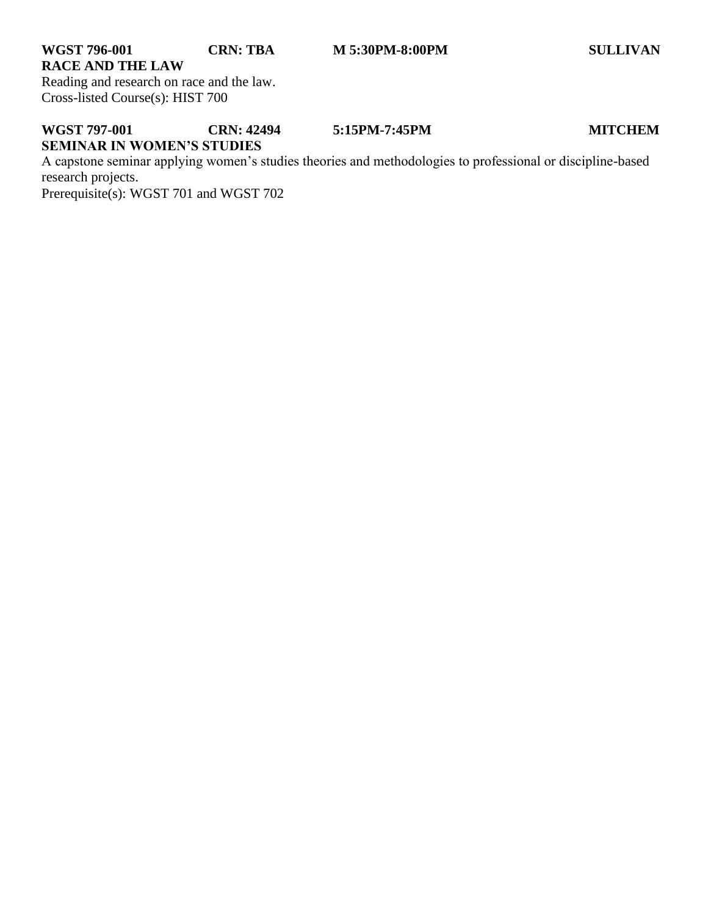**WGST 796-001 CRN: TBA M 5:30PM-8:00PM SULLIVAN**
**RACE AND THE LAW**
Reading and research on race and the law.
Cross-listed Course(s): HIST 700

**WGST 797-001 CRN: 42494 5:15PM-7:45PM MITCHEM**
**SEMINAR IN WOMEN'S STUDIES**
A capstone seminar applying women's studies theories and methodologies to professional or discipline-based research projects.
Prerequisite(s): WGST 701 and WGST 702